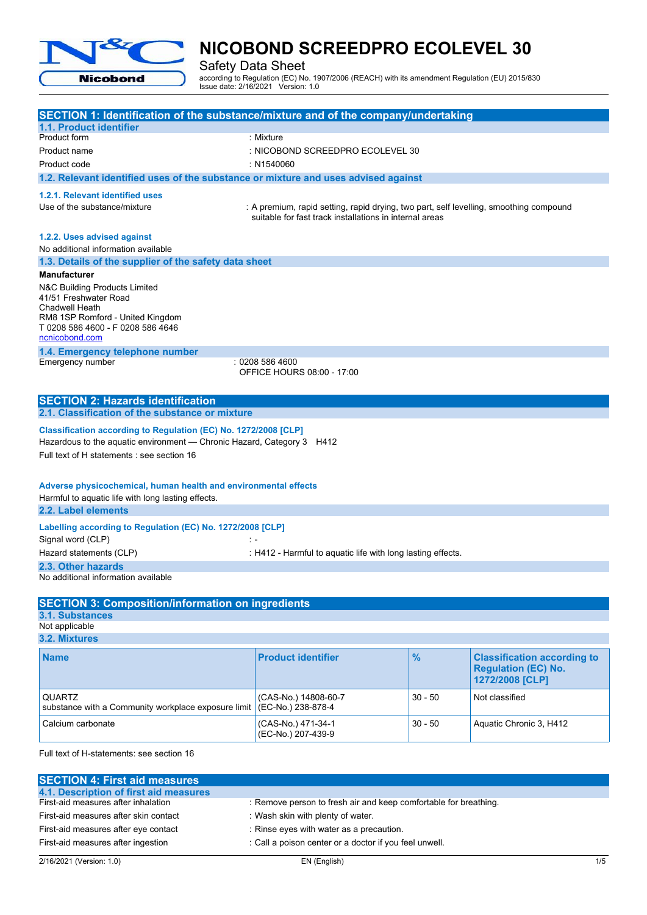# NICOBOND SCREEDPRO ECOLEVEL 30

Safety Data Sheet

according to Regulation (EC) No. 1907/2006 (REACH) with its amendment Regulation (EU) 2015/830
Issue date: 2/16/2021 Version: 1.0

## SECTION 1: Identification of the substance/mixture and of the company/undertaking

### 1.1. Product identifier

Product form : Mixture

Product name : NICOBOND SCREEDPRO ECOLEVEL 30

Product code : N1540060

### 1.2. Relevant identified uses of the substance or mixture and uses advised against

#### 1.2.1. Relevant identified uses

Use of the substance/mixture : A premium, rapid setting, rapid drying, two part, self levelling, smoothing compound suitable for fast track installations in internal areas

#### 1.2.2. Uses advised against

No additional information available

### 1.3. Details of the supplier of the safety data sheet

**Manufacturer**

N&C Building Products Limited
41/51 Freshwater Road
Chadwell Heath
RM8 1SP Romford - United Kingdom
T 0208 586 4600 - F 0208 586 4646
ncnicobond.com

### 1.4. Emergency telephone number

Emergency number : 0208 586 4600
OFFICE HOURS 08:00 - 17:00

## SECTION 2: Hazards identification

### 2.1. Classification of the substance or mixture

**Classification according to Regulation (EC) No. 1272/2008 [CLP]**

Hazardous to the aquatic environment — Chronic Hazard, Category 3 H412

Full text of H statements : see section 16

**Adverse physicochemical, human health and environmental effects**

Harmful to aquatic life with long lasting effects.

### 2.2. Label elements

**Labelling according to Regulation (EC) No. 1272/2008 [CLP]**

Signal word (CLP) : -

Hazard statements (CLP) : H412 - Harmful to aquatic life with long lasting effects.

### 2.3. Other hazards

No additional information available

## SECTION 3: Composition/information on ingredients

### 3.1. Substances

Not applicable

### 3.2. Mixtures

| Name | Product identifier | % | Classification according to Regulation (EC) No. 1272/2008 [CLP] |
|---|---|---|---|
| QUARTZ<br>substance with a Community workplace exposure limit | (CAS-No.) 14808-60-7<br>(EC-No.) 238-878-4 | 30 - 50 | Not classified |
| Calcium carbonate | (CAS-No.) 471-34-1<br>(EC-No.) 207-439-9 | 30 - 50 | Aquatic Chronic 3, H412 |

Full text of H-statements: see section 16

## SECTION 4: First aid measures

### 4.1. Description of first aid measures

First-aid measures after inhalation : Remove person to fresh air and keep comfortable for breathing.

First-aid measures after skin contact : Wash skin with plenty of water.

First-aid measures after eye contact : Rinse eyes with water as a precaution.

First-aid measures after ingestion : Call a poison center or a doctor if you feel unwell.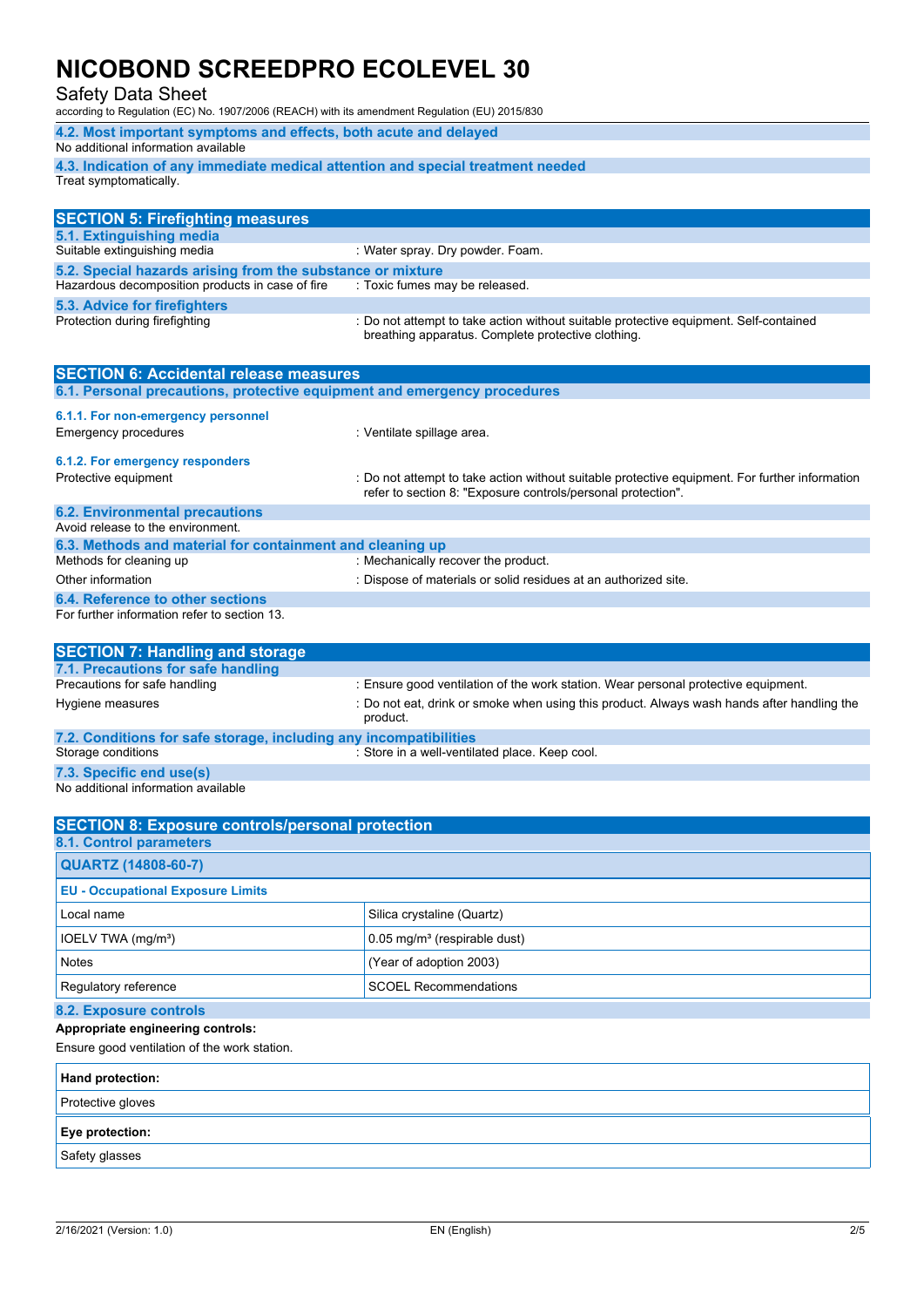### 4.2. Most important symptoms and effects, both acute and delayed

No additional information available

### 4.3. Indication of any immediate medical attention and special treatment needed

Treat symptomatically.

## SECTION 5: Firefighting measures

### 5.1. Extinguishing media

Suitable extinguishing media : Water spray. Dry powder. Foam.

### 5.2. Special hazards arising from the substance or mixture

Hazardous decomposition products in case of fire : Toxic fumes may be released.

### 5.3. Advice for firefighters

Protection during firefighting : Do not attempt to take action without suitable protective equipment. Self-contained breathing apparatus. Complete protective clothing.

## SECTION 6: Accidental release measures

### 6.1. Personal precautions, protective equipment and emergency procedures

#### 6.1.1. For non-emergency personnel

Emergency procedures : Ventilate spillage area.

#### 6.1.2. For emergency responders

Protective equipment : Do not attempt to take action without suitable protective equipment. For further information refer to section 8: "Exposure controls/personal protection".

### 6.2. Environmental precautions

Avoid release to the environment.

### 6.3. Methods and material for containment and cleaning up

Methods for cleaning up : Mechanically recover the product.

Other information : Dispose of materials or solid residues at an authorized site.

### 6.4. Reference to other sections

For further information refer to section 13.

## SECTION 7: Handling and storage

### 7.1. Precautions for safe handling

Precautions for safe handling : Ensure good ventilation of the work station. Wear personal protective equipment.

Hygiene measures : Do not eat, drink or smoke when using this product. Always wash hands after handling the product.

### 7.2. Conditions for safe storage, including any incompatibilities

Storage conditions : Store in a well-ventilated place. Keep cool.

### 7.3. Specific end use(s)

No additional information available

## SECTION 8: Exposure controls/personal protection

### 8.1. Control parameters

| QUARTZ (14808-60-7) | |
|---|---|
| **EU - Occupational Exposure Limits** | |
| Local name | Silica crystaline (Quartz) |
| IOELV TWA (mg/m³) | 0.05 mg/m³ (respirable dust) |
| Notes | (Year of adoption 2003) |
| Regulatory reference | SCOEL Recommendations |

### 8.2. Exposure controls

**Appropriate engineering controls:**

Ensure good ventilation of the work station.

| Hand protection: |
|---|
| Protective gloves |

| Eye protection: |
|---|
| Safety glasses |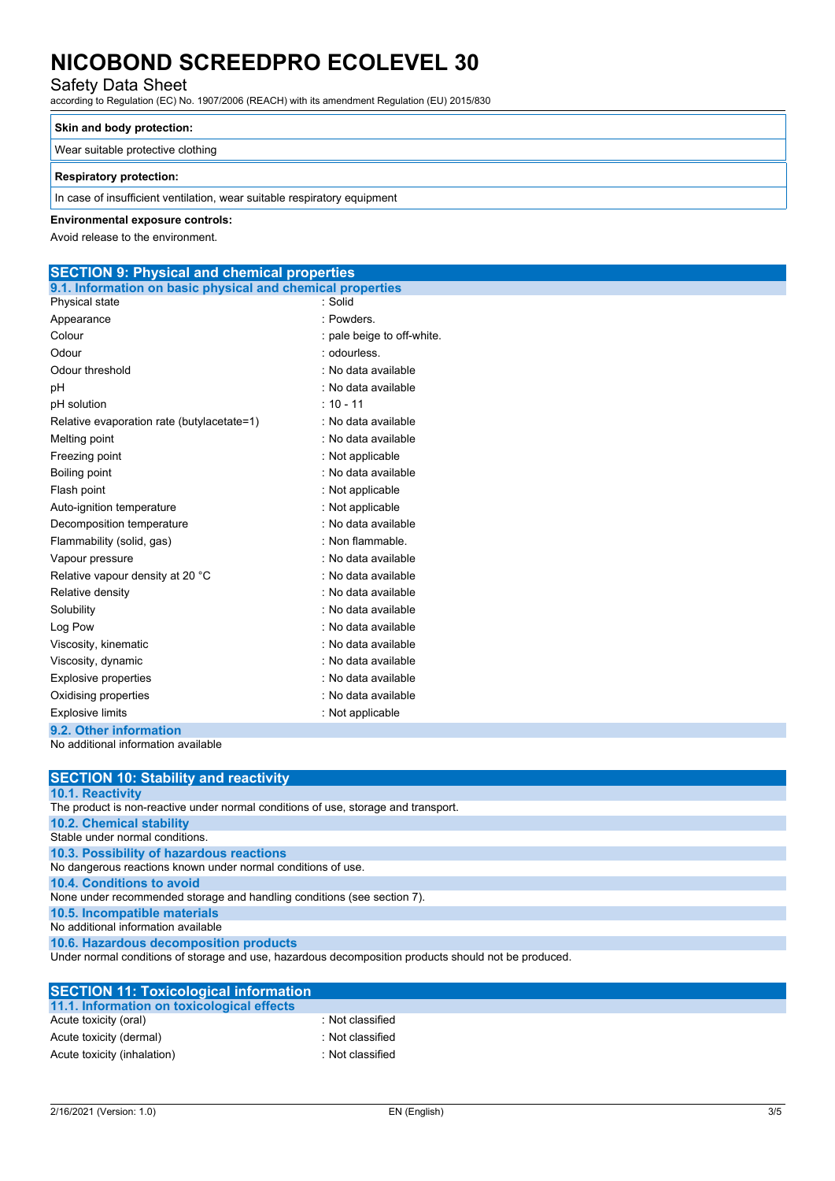| Skin and body protection: |
| --- |
| Wear suitable protective clothing |

| Respiratory protection: |
| --- |
| In case of insufficient ventilation, wear suitable respiratory equipment |

**Environmental exposure controls:**

Avoid release to the environment.

## SECTION 9: Physical and chemical properties

### 9.1. Information on basic physical and chemical properties

| | |
| --- | --- |
| Physical state | : Solid |
| Appearance | : Powders. |
| Colour | : pale beige to off-white. |
| Odour | : odourless. |
| Odour threshold | : No data available |
| pH | : No data available |
| pH solution | : 10 - 11 |
| Relative evaporation rate (butylacetate=1) | : No data available |
| Melting point | : No data available |
| Freezing point | : Not applicable |
| Boiling point | : No data available |
| Flash point | : Not applicable |
| Auto-ignition temperature | : Not applicable |
| Decomposition temperature | : No data available |
| Flammability (solid, gas) | : Non flammable. |
| Vapour pressure | : No data available |
| Relative vapour density at 20 °C | : No data available |
| Relative density | : No data available |
| Solubility | : No data available |
| Log Pow | : No data available |
| Viscosity, kinematic | : No data available |
| Viscosity, dynamic | : No data available |
| Explosive properties | : No data available |
| Oxidising properties | : No data available |
| Explosive limits | : Not applicable |

### 9.2. Other information

No additional information available

## SECTION 10: Stability and reactivity

### 10.1. Reactivity

The product is non-reactive under normal conditions of use, storage and transport.

### 10.2. Chemical stability

Stable under normal conditions.

### 10.3. Possibility of hazardous reactions

No dangerous reactions known under normal conditions of use.

### 10.4. Conditions to avoid

None under recommended storage and handling conditions (see section 7).

### 10.5. Incompatible materials

No additional information available

### 10.6. Hazardous decomposition products

Under normal conditions of storage and use, hazardous decomposition products should not be produced.

## SECTION 11: Toxicological information

### 11.1. Information on toxicological effects

| | |
| --- | --- |
| Acute toxicity (oral) | : Not classified |
| Acute toxicity (dermal) | : Not classified |
| Acute toxicity (inhalation) | : Not classified |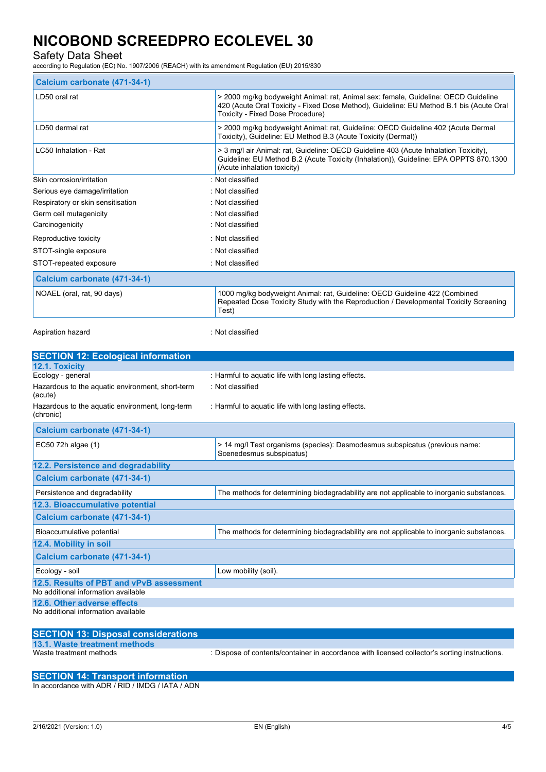| Calcium carbonate (471-34-1) | |
|---|---|
| LD50 oral rat | > 2000 mg/kg bodyweight Animal: rat, Animal sex: female, Guideline: OECD Guideline 420 (Acute Oral Toxicity - Fixed Dose Method), Guideline: EU Method B.1 bis (Acute Oral Toxicity - Fixed Dose Procedure) |
| LD50 dermal rat | > 2000 mg/kg bodyweight Animal: rat, Guideline: OECD Guideline 402 (Acute Dermal Toxicity), Guideline: EU Method B.3 (Acute Toxicity (Dermal)) |
| LC50 Inhalation - Rat | > 3 mg/l air Animal: rat, Guideline: OECD Guideline 403 (Acute Inhalation Toxicity), Guideline: EU Method B.2 (Acute Toxicity (Inhalation)), Guideline: EPA OPPTS 870.1300 (Acute inhalation toxicity) |

Skin corrosion/irritation : Not classified

Serious eye damage/irritation : Not classified

Respiratory or skin sensitisation : Not classified

Germ cell mutagenicity : Not classified

Carcinogenicity : Not classified

Reproductive toxicity : Not classified

STOT-single exposure : Not classified

STOT-repeated exposure : Not classified

| Calcium carbonate (471-34-1) | |
|---|---|
| NOAEL (oral, rat, 90 days) | 1000 mg/kg bodyweight Animal: rat, Guideline: OECD Guideline 422 (Combined Repeated Dose Toxicity Study with the Reproduction / Developmental Toxicity Screening Test) |

Aspiration hazard : Not classified

## SECTION 12: Ecological information

### 12.1. Toxicity

Ecology - general : Harmful to aquatic life with long lasting effects.

Hazardous to the aquatic environment, short-term (acute) : Not classified

Hazardous to the aquatic environment, long-term (chronic) : Harmful to aquatic life with long lasting effects.

| Calcium carbonate (471-34-1) | |
|---|---|
| EC50 72h algae (1) | > 14 mg/l Test organisms (species): Desmodesmus subspicatus (previous name: Scenedesmus subspicatus) |

### 12.2. Persistence and degradability

| Calcium carbonate (471-34-1) | |
|---|---|
| Persistence and degradability | The methods for determining biodegradability are not applicable to inorganic substances. |

### 12.3. Bioaccumulative potential

| Calcium carbonate (471-34-1) | |
|---|---|
| Bioaccumulative potential | The methods for determining biodegradability are not applicable to inorganic substances. |

### 12.4. Mobility in soil

| Calcium carbonate (471-34-1) | |
|---|---|
| Ecology - soil | Low mobility (soil). |

### 12.5. Results of PBT and vPvB assessment

No additional information available

### 12.6. Other adverse effects

No additional information available

## SECTION 13: Disposal considerations

### 13.1. Waste treatment methods

Waste treatment methods : Dispose of contents/container in accordance with licensed collector's sorting instructions.

## SECTION 14: Transport information

In accordance with ADR / RID / IMDG / IATA / ADN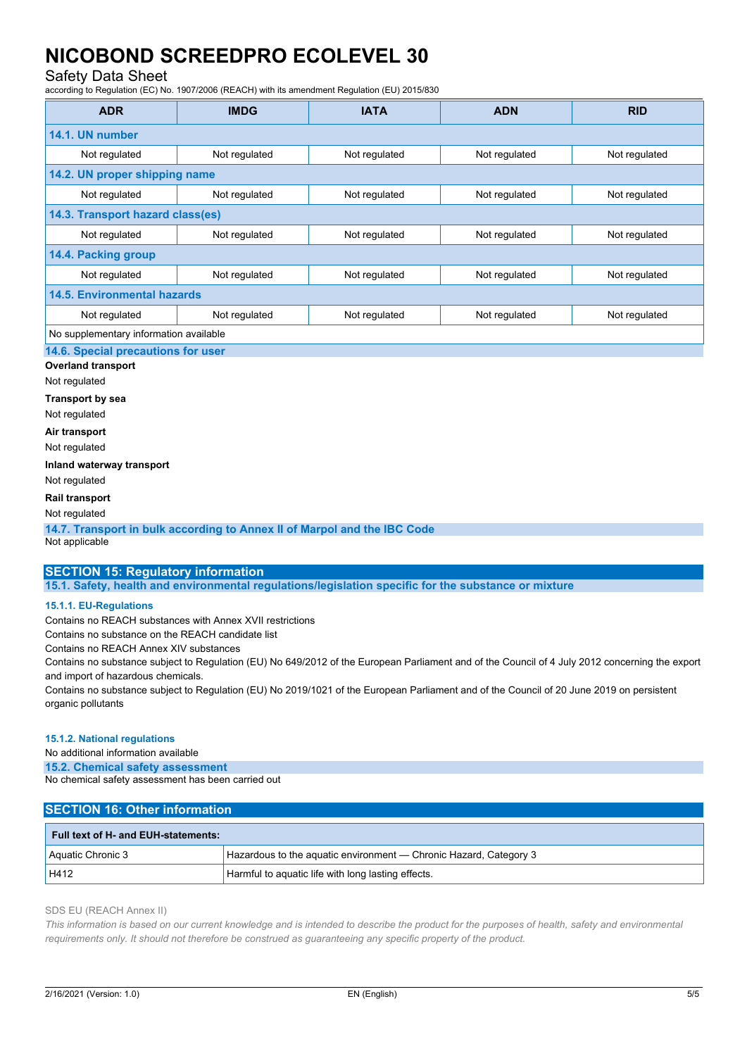| ADR | IMDG | IATA | ADN | RID |
|---|---|---|---|---|
| **14.1. UN number** | | | | |
| Not regulated | Not regulated | Not regulated | Not regulated | Not regulated |
| **14.2. UN proper shipping name** | | | | |
| Not regulated | Not regulated | Not regulated | Not regulated | Not regulated |
| **14.3. Transport hazard class(es)** | | | | |
| Not regulated | Not regulated | Not regulated | Not regulated | Not regulated |
| **14.4. Packing group** | | | | |
| Not regulated | Not regulated | Not regulated | Not regulated | Not regulated |
| **14.5. Environmental hazards** | | | | |
| Not regulated | Not regulated | Not regulated | Not regulated | Not regulated |
| No supplementary information available | | | | |

### 14.6. Special precautions for user

**Overland transport**

Not regulated

**Transport by sea**

Not regulated

**Air transport**

Not regulated

**Inland waterway transport**

Not regulated

**Rail transport**

Not regulated

### 14.7. Transport in bulk according to Annex II of Marpol and the IBC Code

Not applicable

## SECTION 15: Regulatory information

### 15.1. Safety, health and environmental regulations/legislation specific for the substance or mixture

#### 15.1.1. EU-Regulations

Contains no REACH substances with Annex XVII restrictions

Contains no substance on the REACH candidate list

Contains no REACH Annex XIV substances

Contains no substance subject to Regulation (EU) No 649/2012 of the European Parliament and of the Council of 4 July 2012 concerning the export and import of hazardous chemicals.

Contains no substance subject to Regulation (EU) No 2019/1021 of the European Parliament and of the Council of 20 June 2019 on persistent organic pollutants

#### 15.1.2. National regulations

No additional information available

### 15.2. Chemical safety assessment

No chemical safety assessment has been carried out

## SECTION 16: Other information

| Full text of H- and EUH-statements: | |
|---|---|
| Aquatic Chronic 3 | Hazardous to the aquatic environment — Chronic Hazard, Category 3 |
| H412 | Harmful to aquatic life with long lasting effects. |

SDS EU (REACH Annex II)

*This information is based on our current knowledge and is intended to describe the product for the purposes of health, safety and environmental requirements only. It should not therefore be construed as guaranteeing any specific property of the product.*